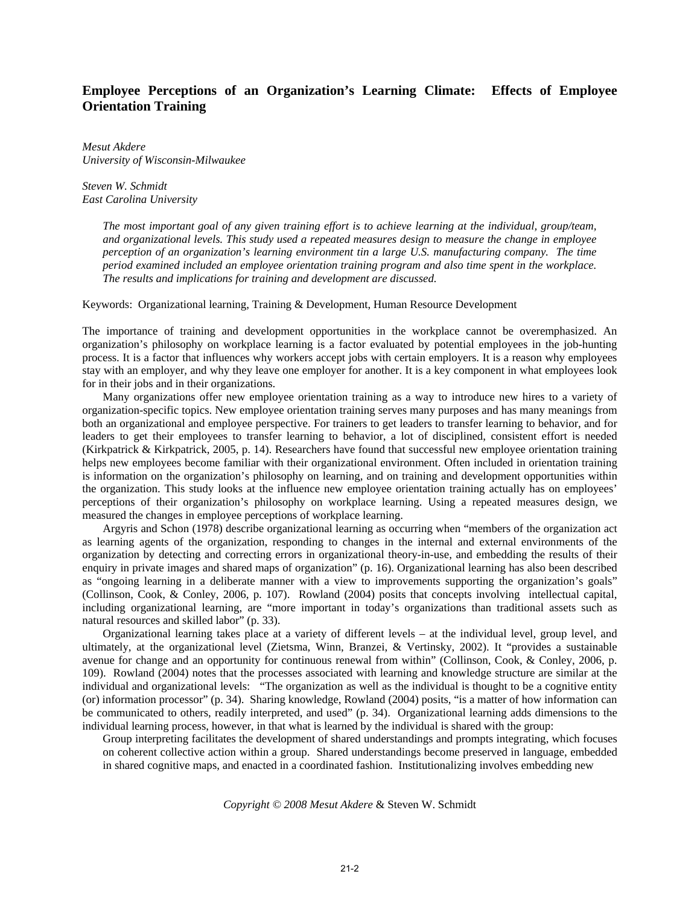# Employee Perceptions of an Organization's Learning Climate: Effects of Employee Orientation Training

*Mesut Akdere*
*University of Wisconsin-Milwaukee*

*Steven W. Schmidt*
*East Carolina University*

> *The most important goal of any given training effort is to achieve learning at the individual, group/team, and organizational levels. This study used a repeated measures design to measure the change in employee perception of an organization's learning environment tin a large U.S. manufacturing company. The time period examined included an employee orientation training program and also time spent in the workplace. The results and implications for training and development are discussed.*

Keywords: Organizational learning, Training & Development, Human Resource Development

The importance of training and development opportunities in the workplace cannot be overemphasized. An organization's philosophy on workplace learning is a factor evaluated by potential employees in the job-hunting process. It is a factor that influences why workers accept jobs with certain employers. It is a reason why employees stay with an employer, and why they leave one employer for another. It is a key component in what employees look for in their jobs and in their organizations.

Many organizations offer new employee orientation training as a way to introduce new hires to a variety of organization-specific topics. New employee orientation training serves many purposes and has many meanings from both an organizational and employee perspective. For trainers to get leaders to transfer learning to behavior, and for leaders to get their employees to transfer learning to behavior, a lot of disciplined, consistent effort is needed (Kirkpatrick & Kirkpatrick, 2005, p. 14). Researchers have found that successful new employee orientation training helps new employees become familiar with their organizational environment. Often included in orientation training is information on the organization's philosophy on learning, and on training and development opportunities within the organization. This study looks at the influence new employee orientation training actually has on employees' perceptions of their organization's philosophy on workplace learning. Using a repeated measures design, we measured the changes in employee perceptions of workplace learning.

Argyris and Schon (1978) describe organizational learning as occurring when "members of the organization act as learning agents of the organization, responding to changes in the internal and external environments of the organization by detecting and correcting errors in organizational theory-in-use, and embedding the results of their enquiry in private images and shared maps of organization" (p. 16). Organizational learning has also been described as "ongoing learning in a deliberate manner with a view to improvements supporting the organization's goals" (Collinson, Cook, & Conley, 2006, p. 107). Rowland (2004) posits that concepts involving intellectual capital, including organizational learning, are "more important in today's organizations than traditional assets such as natural resources and skilled labor" (p. 33).

Organizational learning takes place at a variety of different levels – at the individual level, group level, and ultimately, at the organizational level (Zietsma, Winn, Branzei, & Vertinsky, 2002). It "provides a sustainable avenue for change and an opportunity for continuous renewal from within" (Collinson, Cook, & Conley, 2006, p. 109). Rowland (2004) notes that the processes associated with learning and knowledge structure are similar at the individual and organizational levels: "The organization as well as the individual is thought to be a cognitive entity (or) information processor" (p. 34). Sharing knowledge, Rowland (2004) posits, "is a matter of how information can be communicated to others, readily interpreted, and used" (p. 34). Organizational learning adds dimensions to the individual learning process, however, in that what is learned by the individual is shared with the group:

> Group interpreting facilitates the development of shared understandings and prompts integrating, which focuses on coherent collective action within a group. Shared understandings become preserved in language, embedded in shared cognitive maps, and enacted in a coordinated fashion. Institutionalizing involves embedding new

*Copyright © 2008 Mesut Akdere* & Steven W. Schmidt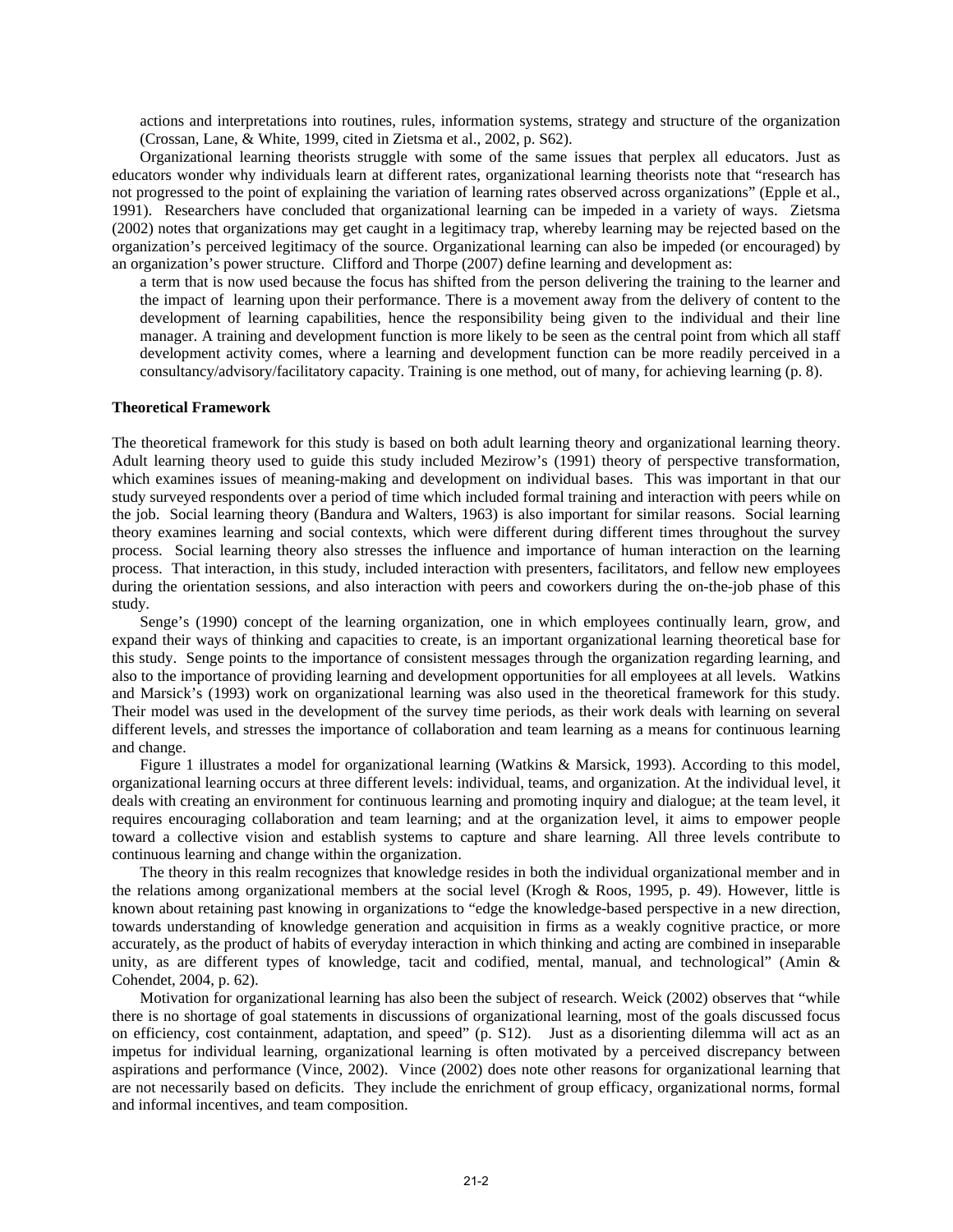actions and interpretations into routines, rules, information systems, strategy and structure of the organization (Crossan, Lane, & White, 1999, cited in Zietsma et al., 2002, p. S62).

Organizational learning theorists struggle with some of the same issues that perplex all educators. Just as educators wonder why individuals learn at different rates, organizational learning theorists note that "research has not progressed to the point of explaining the variation of learning rates observed across organizations" (Epple et al., 1991). Researchers have concluded that organizational learning can be impeded in a variety of ways. Zietsma (2002) notes that organizations may get caught in a legitimacy trap, whereby learning may be rejected based on the organization's perceived legitimacy of the source. Organizational learning can also be impeded (or encouraged) by an organization's power structure. Clifford and Thorpe (2007) define learning and development as:

> a term that is now used because the focus has shifted from the person delivering the training to the learner and the impact of learning upon their performance. There is a movement away from the delivery of content to the development of learning capabilities, hence the responsibility being given to the individual and their line manager. A training and development function is more likely to be seen as the central point from which all staff development activity comes, where a learning and development function can be more readily perceived in a consultancy/advisory/facilitatory capacity. Training is one method, out of many, for achieving learning (p. 8).

**Theoretical Framework**

The theoretical framework for this study is based on both adult learning theory and organizational learning theory. Adult learning theory used to guide this study included Mezirow's (1991) theory of perspective transformation, which examines issues of meaning-making and development on individual bases. This was important in that our study surveyed respondents over a period of time which included formal training and interaction with peers while on the job. Social learning theory (Bandura and Walters, 1963) is also important for similar reasons. Social learning theory examines learning and social contexts, which were different during different times throughout the survey process. Social learning theory also stresses the influence and importance of human interaction on the learning process. That interaction, in this study, included interaction with presenters, facilitators, and fellow new employees during the orientation sessions, and also interaction with peers and coworkers during the on-the-job phase of this study.

Senge's (1990) concept of the learning organization, one in which employees continually learn, grow, and expand their ways of thinking and capacities to create, is an important organizational learning theoretical base for this study. Senge points to the importance of consistent messages through the organization regarding learning, and also to the importance of providing learning and development opportunities for all employees at all levels. Watkins and Marsick's (1993) work on organizational learning was also used in the theoretical framework for this study. Their model was used in the development of the survey time periods, as their work deals with learning on several different levels, and stresses the importance of collaboration and team learning as a means for continuous learning and change.

Figure 1 illustrates a model for organizational learning (Watkins & Marsick, 1993). According to this model, organizational learning occurs at three different levels: individual, teams, and organization. At the individual level, it deals with creating an environment for continuous learning and promoting inquiry and dialogue; at the team level, it requires encouraging collaboration and team learning; and at the organization level, it aims to empower people toward a collective vision and establish systems to capture and share learning. All three levels contribute to continuous learning and change within the organization.

The theory in this realm recognizes that knowledge resides in both the individual organizational member and in the relations among organizational members at the social level (Krogh & Roos, 1995, p. 49). However, little is known about retaining past knowing in organizations to "edge the knowledge-based perspective in a new direction, towards understanding of knowledge generation and acquisition in firms as a weakly cognitive practice, or more accurately, as the product of habits of everyday interaction in which thinking and acting are combined in inseparable unity, as are different types of knowledge, tacit and codified, mental, manual, and technological" (Amin & Cohendet, 2004, p. 62).

Motivation for organizational learning has also been the subject of research. Weick (2002) observes that "while there is no shortage of goal statements in discussions of organizational learning, most of the goals discussed focus on efficiency, cost containment, adaptation, and speed" (p. S12). Just as a disorienting dilemma will act as an impetus for individual learning, organizational learning is often motivated by a perceived discrepancy between aspirations and performance (Vince, 2002). Vince (2002) does note other reasons for organizational learning that are not necessarily based on deficits. They include the enrichment of group efficacy, organizational norms, formal and informal incentives, and team composition.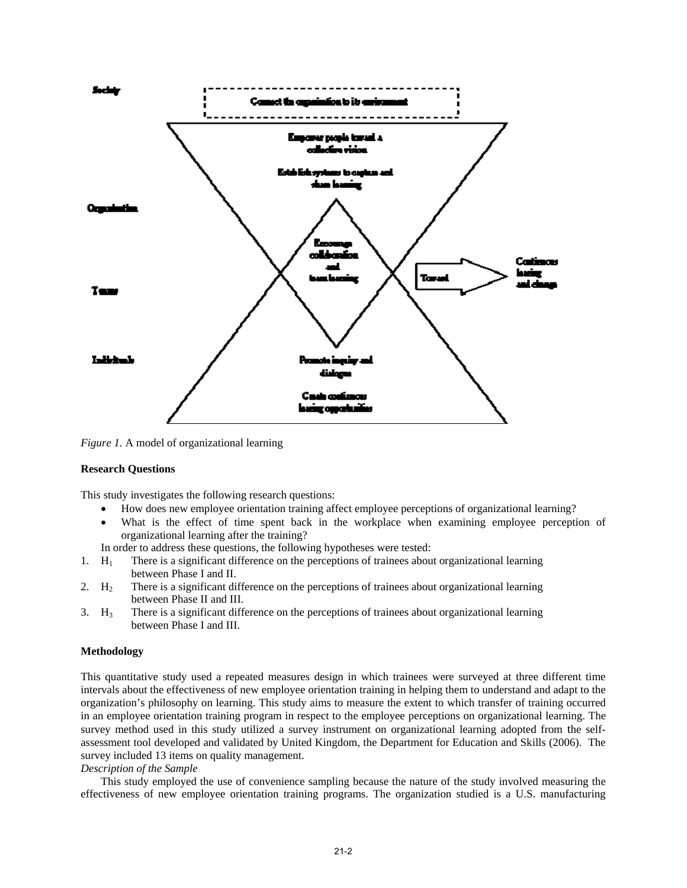*Figure 1.* A model of organizational learning

**Research Questions**

This study investigates the following research questions:

- How does new employee orientation training affect employee perceptions of organizational learning?
- What is the effect of time spent back in the workplace when examining employee perception of organizational learning after the training?

In order to address these questions, the following hypotheses were tested:

1. $H_1$ There is a significant difference on the perceptions of trainees about organizational learning between Phase I and II.
2. $H_2$ There is a significant difference on the perceptions of trainees about organizational learning between Phase II and III.
3. $H_3$ There is a significant difference on the perceptions of trainees about organizational learning between Phase I and III.

**Methodology**

This quantitative study used a repeated measures design in which trainees were surveyed at three different time intervals about the effectiveness of new employee orientation training in helping them to understand and adapt to the organization's philosophy on learning. This study aims to measure the extent to which transfer of training occurred in an employee orientation training program in respect to the employee perceptions on organizational learning. The survey method used in this study utilized a survey instrument on organizational learning adopted from the self-assessment tool developed and validated by United Kingdom, the Department for Education and Skills (2006). The survey included 13 items on quality management.

*Description of the Sample*

This study employed the use of convenience sampling because the nature of the study involved measuring the effectiveness of new employee orientation training programs. The organization studied is a U.S. manufacturing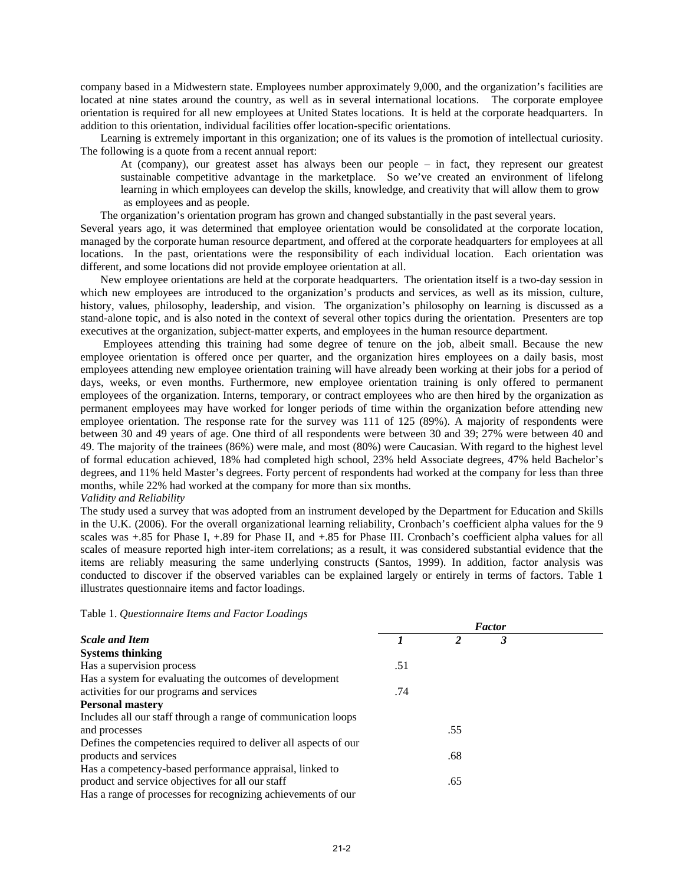company based in a Midwestern state. Employees number approximately 9,000, and the organization's facilities are located at nine states around the country, as well as in several international locations. The corporate employee orientation is required for all new employees at United States locations. It is held at the corporate headquarters. In addition to this orientation, individual facilities offer location-specific orientations.

Learning is extremely important in this organization; one of its values is the promotion of intellectual curiosity. The following is a quote from a recent annual report:

> At (company), our greatest asset has always been our people – in fact, they represent our greatest sustainable competitive advantage in the marketplace. So we've created an environment of lifelong learning in which employees can develop the skills, knowledge, and creativity that will allow them to grow as employees and as people.

The organization's orientation program has grown and changed substantially in the past several years. Several years ago, it was determined that employee orientation would be consolidated at the corporate location, managed by the corporate human resource department, and offered at the corporate headquarters for employees at all locations. In the past, orientations were the responsibility of each individual location. Each orientation was different, and some locations did not provide employee orientation at all.

New employee orientations are held at the corporate headquarters. The orientation itself is a two-day session in which new employees are introduced to the organization's products and services, as well as its mission, culture, history, values, philosophy, leadership, and vision. The organization's philosophy on learning is discussed as a stand-alone topic, and is also noted in the context of several other topics during the orientation. Presenters are top executives at the organization, subject-matter experts, and employees in the human resource department.

Employees attending this training had some degree of tenure on the job, albeit small. Because the new employee orientation is offered once per quarter, and the organization hires employees on a daily basis, most employees attending new employee orientation training will have already been working at their jobs for a period of days, weeks, or even months. Furthermore, new employee orientation training is only offered to permanent employees of the organization. Interns, temporary, or contract employees who are then hired by the organization as permanent employees may have worked for longer periods of time within the organization before attending new employee orientation. The response rate for the survey was 111 of 125 (89%). A majority of respondents were between 30 and 49 years of age. One third of all respondents were between 30 and 39; 27% were between 40 and 49. The majority of the trainees (86%) were male, and most (80%) were Caucasian. With regard to the highest level of formal education achieved, 18% had completed high school, 23% held Associate degrees, 47% held Bachelor's degrees, and 11% held Master's degrees. Forty percent of respondents had worked at the company for less than three months, while 22% had worked at the company for more than six months.

*Validity and Reliability*

The study used a survey that was adopted from an instrument developed by the Department for Education and Skills in the U.K. (2006). For the overall organizational learning reliability, Cronbach's coefficient alpha values for the 9 scales was +.85 for Phase I, +.89 for Phase II, and +.85 for Phase III. Cronbach's coefficient alpha values for all scales of measure reported high inter-item correlations; as a result, it was considered substantial evidence that the items are reliably measuring the same underlying constructs (Santos, 1999). In addition, factor analysis was conducted to discover if the observed variables can be explained largely or entirely in terms of factors. Table 1 illustrates questionnaire items and factor loadings.

Table 1. *Questionnaire Items and Factor Loadings*

| | ***Factor*** | | |
|---|---|---|---|
| ***Scale and Item*** | ***1*** | ***2*** | ***3*** |
| **Systems thinking** | | | |
| Has a supervision process | .51 | | |
| Has a system for evaluating the outcomes of development activities for our programs and services | .74 | | |
| **Personal mastery** | | | |
| Includes all our staff through a range of communication loops and processes | | .55 | |
| Defines the competencies required to deliver all aspects of our products and services | | .68 | |
| Has a competency-based performance appraisal, linked to product and service objectives for all our staff | | .65 | |
| Has a range of processes for recognizing achievements of our | | | |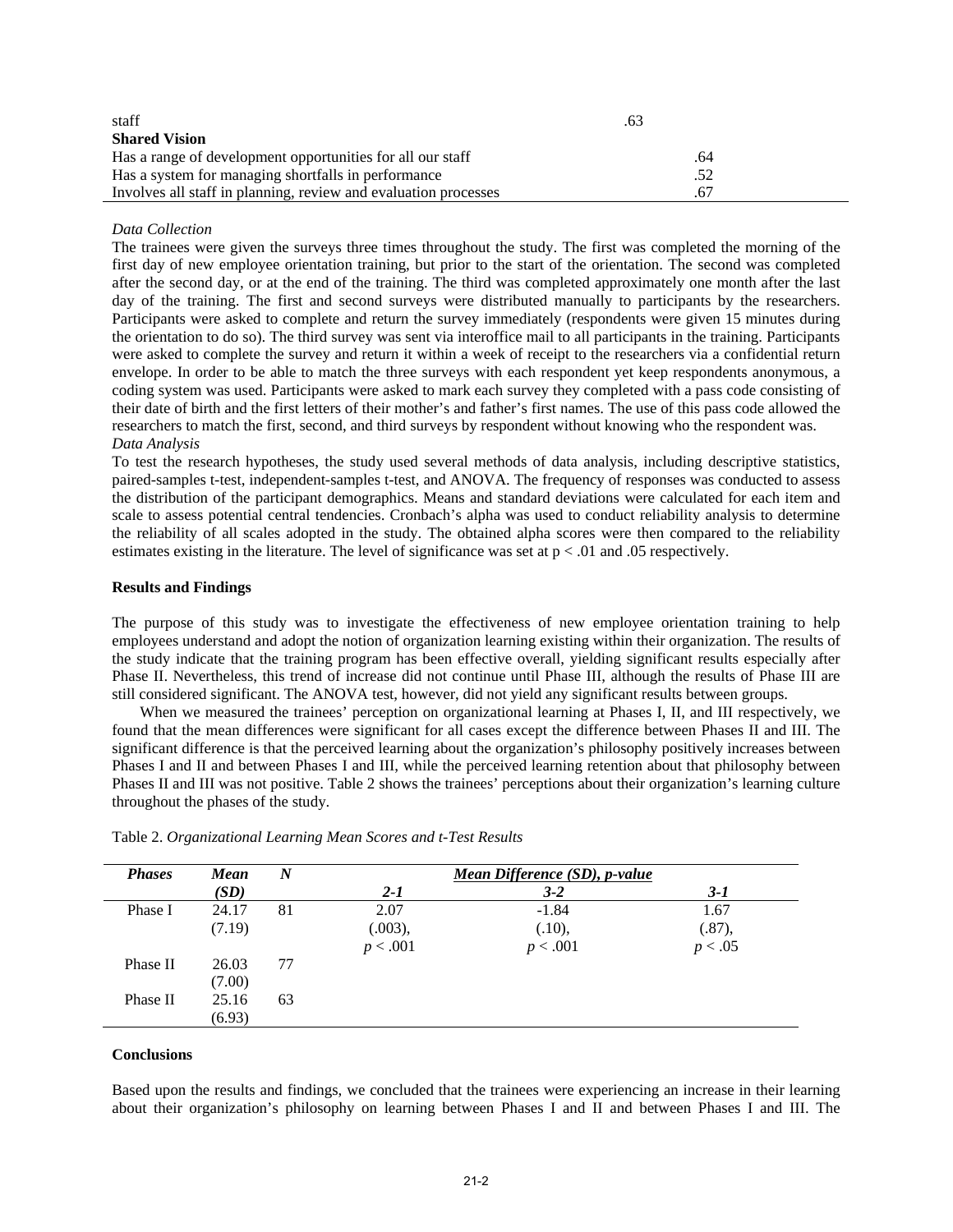| | | |
|---|---|---|
| staff | .63 | |
| **Shared Vision** | | |
| Has a range of development opportunities for all our staff | | .64 |
| Has a system for managing shortfalls in performance | | .52 |
| Involves all staff in planning, review and evaluation processes | | .67 |

*Data Collection*

The trainees were given the surveys three times throughout the study. The first was completed the morning of the first day of new employee orientation training, but prior to the start of the orientation. The second was completed after the second day, or at the end of the training. The third was completed approximately one month after the last day of the training. The first and second surveys were distributed manually to participants by the researchers. Participants were asked to complete and return the survey immediately (respondents were given 15 minutes during the orientation to do so). The third survey was sent via interoffice mail to all participants in the training. Participants were asked to complete the survey and return it within a week of receipt to the researchers via a confidential return envelope. In order to be able to match the three surveys with each respondent yet keep respondents anonymous, a coding system was used. Participants were asked to mark each survey they completed with a pass code consisting of their date of birth and the first letters of their mother's and father's first names. The use of this pass code allowed the researchers to match the first, second, and third surveys by respondent without knowing who the respondent was.

*Data Analysis*

To test the research hypotheses, the study used several methods of data analysis, including descriptive statistics, paired-samples t-test, independent-samples t-test, and ANOVA. The frequency of responses was conducted to assess the distribution of the participant demographics. Means and standard deviations were calculated for each item and scale to assess potential central tendencies. Cronbach's alpha was used to conduct reliability analysis to determine the reliability of all scales adopted in the study. The obtained alpha scores were then compared to the reliability estimates existing in the literature. The level of significance was set at $p < .01$ and .05 respectively.

**Results and Findings**

The purpose of this study was to investigate the effectiveness of new employee orientation training to help employees understand and adopt the notion of organization learning existing within their organization. The results of the study indicate that the training program has been effective overall, yielding significant results especially after Phase II. Nevertheless, this trend of increase did not continue until Phase III, although the results of Phase III are still considered significant. The ANOVA test, however, did not yield any significant results between groups.

When we measured the trainees' perception on organizational learning at Phases I, II, and III respectively, we found that the mean differences were significant for all cases except the difference between Phases II and III. The significant difference is that the perceived learning about the organization's philosophy positively increases between Phases I and II and between Phases I and III, while the perceived learning retention about that philosophy between Phases II and III was not positive. Table 2 shows the trainees' perceptions about their organization's learning culture throughout the phases of the study.

Table 2. *Organizational Learning Mean Scores and t-Test Results*

| ***Phases*** | ***Mean (SD)*** | ***N*** | ***Mean Difference (SD), p-value*** | | |
|---|---|---|---|---|---|
| | | | ***2-1*** | ***3-2*** | ***3-1*** |
| Phase I | 24.17 (7.19) | 81 | 2.07 (.003), $p < .001$ | -1.84 (.10), $p < .001$ | 1.67 (.87), $p < .05$ |
| Phase II | 26.03 (7.00) | 77 | | | |
| Phase II | 25.16 (6.93) | 63 | | | |

**Conclusions**

Based upon the results and findings, we concluded that the trainees were experiencing an increase in their learning about their organization's philosophy on learning between Phases I and II and between Phases I and III. The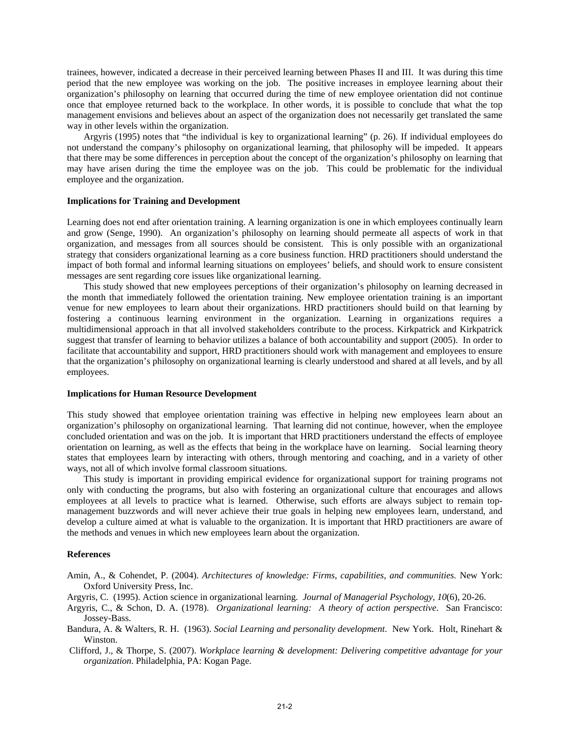trainees, however, indicated a decrease in their perceived learning between Phases II and III. It was during this time period that the new employee was working on the job. The positive increases in employee learning about their organization's philosophy on learning that occurred during the time of new employee orientation did not continue once that employee returned back to the workplace. In other words, it is possible to conclude that what the top management envisions and believes about an aspect of the organization does not necessarily get translated the same way in other levels within the organization.

Argyris (1995) notes that "the individual is key to organizational learning" (p. 26). If individual employees do not understand the company's philosophy on organizational learning, that philosophy will be impeded. It appears that there may be some differences in perception about the concept of the organization's philosophy on learning that may have arisen during the time the employee was on the job. This could be problematic for the individual employee and the organization.

**Implications for Training and Development**

Learning does not end after orientation training. A learning organization is one in which employees continually learn and grow (Senge, 1990). An organization's philosophy on learning should permeate all aspects of work in that organization, and messages from all sources should be consistent. This is only possible with an organizational strategy that considers organizational learning as a core business function. HRD practitioners should understand the impact of both formal and informal learning situations on employees' beliefs, and should work to ensure consistent messages are sent regarding core issues like organizational learning.

This study showed that new employees perceptions of their organization's philosophy on learning decreased in the month that immediately followed the orientation training. New employee orientation training is an important venue for new employees to learn about their organizations. HRD practitioners should build on that learning by fostering a continuous learning environment in the organization. Learning in organizations requires a multidimensional approach in that all involved stakeholders contribute to the process. Kirkpatrick and Kirkpatrick suggest that transfer of learning to behavior utilizes a balance of both accountability and support (2005). In order to facilitate that accountability and support, HRD practitioners should work with management and employees to ensure that the organization's philosophy on organizational learning is clearly understood and shared at all levels, and by all employees.

**Implications for Human Resource Development**

This study showed that employee orientation training was effective in helping new employees learn about an organization's philosophy on organizational learning. That learning did not continue, however, when the employee concluded orientation and was on the job. It is important that HRD practitioners understand the effects of employee orientation on learning, as well as the effects that being in the workplace have on learning. Social learning theory states that employees learn by interacting with others, through mentoring and coaching, and in a variety of other ways, not all of which involve formal classroom situations.

This study is important in providing empirical evidence for organizational support for training programs not only with conducting the programs, but also with fostering an organizational culture that encourages and allows employees at all levels to practice what is learned. Otherwise, such efforts are always subject to remain top-management buzzwords and will never achieve their true goals in helping new employees learn, understand, and develop a culture aimed at what is valuable to the organization. It is important that HRD practitioners are aware of the methods and venues in which new employees learn about the organization.

**References**

Amin, A., & Cohendet, P. (2004). *Architectures of knowledge: Firms, capabilities, and communities.* New York: Oxford University Press, Inc.

Argyris, C. (1995). Action science in organizational learning. *Journal of Managerial Psychology, 10*(6), 20-26.

Argyris, C., & Schon, D. A. (1978). *Organizational learning: A theory of action perspective*. San Francisco: Jossey-Bass.

Bandura, A. & Walters, R. H. (1963). *Social Learning and personality development*. New York. Holt, Rinehart & Winston.

Clifford, J., & Thorpe, S. (2007). *Workplace learning & development: Delivering competitive advantage for your organization*. Philadelphia, PA: Kogan Page.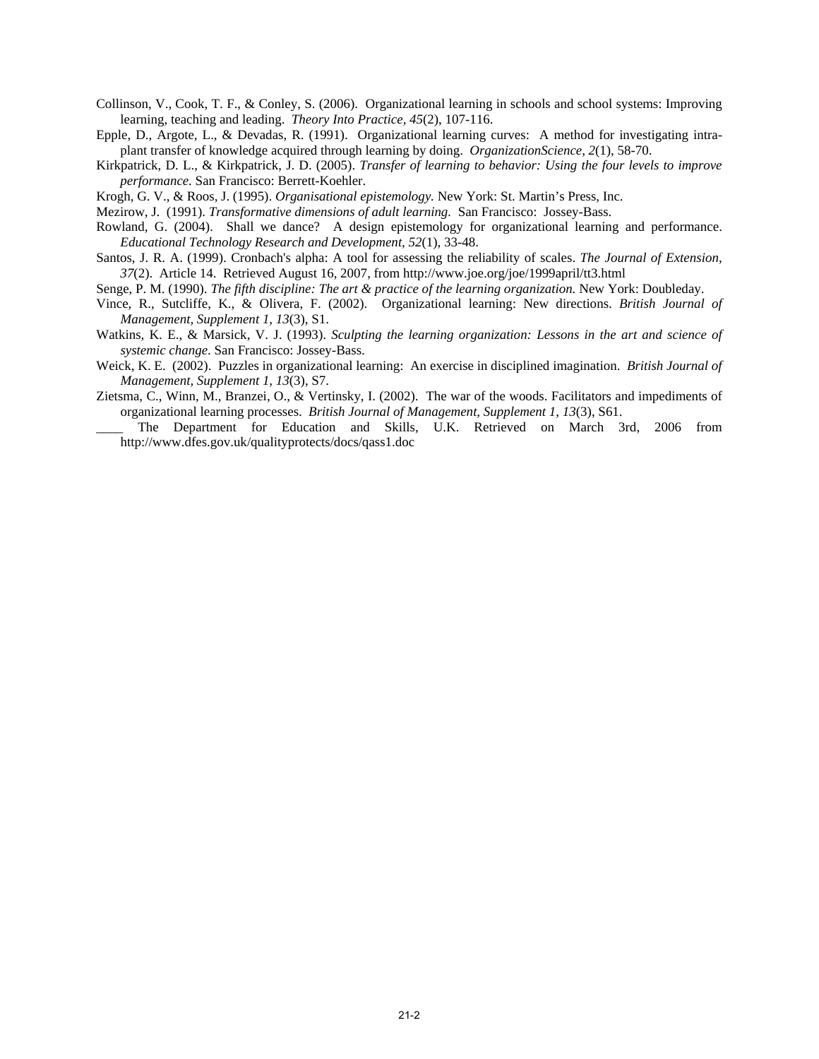Collinson, V., Cook, T. F., & Conley, S. (2006). Organizational learning in schools and school systems: Improving learning, teaching and leading. *Theory Into Practice, 45*(2), 107-116.

Epple, D., Argote, L., & Devadas, R. (1991). Organizational learning curves: A method for investigating intra-plant transfer of knowledge acquired through learning by doing. *OrganizationScience, 2*(1), 58-70.

Kirkpatrick, D. L., & Kirkpatrick, J. D. (2005). *Transfer of learning to behavior: Using the four levels to improve performance.* San Francisco: Berrett-Koehler.

Krogh, G. V., & Roos, J. (1995). *Organisational epistemology.* New York: St. Martin's Press, Inc.

Mezirow, J. (1991). *Transformative dimensions of adult learning.* San Francisco: Jossey-Bass.

Rowland, G. (2004). Shall we dance? A design epistemology for organizational learning and performance. *Educational Technology Research and Development, 52*(1), 33-48.

Santos, J. R. A. (1999). Cronbach's alpha: A tool for assessing the reliability of scales. *The Journal of Extension, 37*(2). Article 14. Retrieved August 16, 2007, from http://www.joe.org/joe/1999april/tt3.html

Senge, P. M. (1990). *The fifth discipline: The art & practice of the learning organization.* New York: Doubleday.

Vince, R., Sutcliffe, K., & Olivera, F. (2002). Organizational learning: New directions. *British Journal of Management, Supplement 1, 13*(3), S1.

Watkins, K. E., & Marsick, V. J. (1993). *Sculpting the learning organization: Lessons in the art and science of systemic change.* San Francisco: Jossey-Bass.

Weick, K. E. (2002). Puzzles in organizational learning: An exercise in disciplined imagination. *British Journal of Management, Supplement 1, 13*(3), S7.

Zietsma, C., Winn, M., Branzei, O., & Vertinsky, I. (2002). The war of the woods. Facilitators and impediments of organizational learning processes. *British Journal of Management, Supplement 1, 13*(3), S61.

____ The Department for Education and Skills, U.K. Retrieved on March 3rd, 2006 from http://www.dfes.gov.uk/qualityprotects/docs/qass1.doc